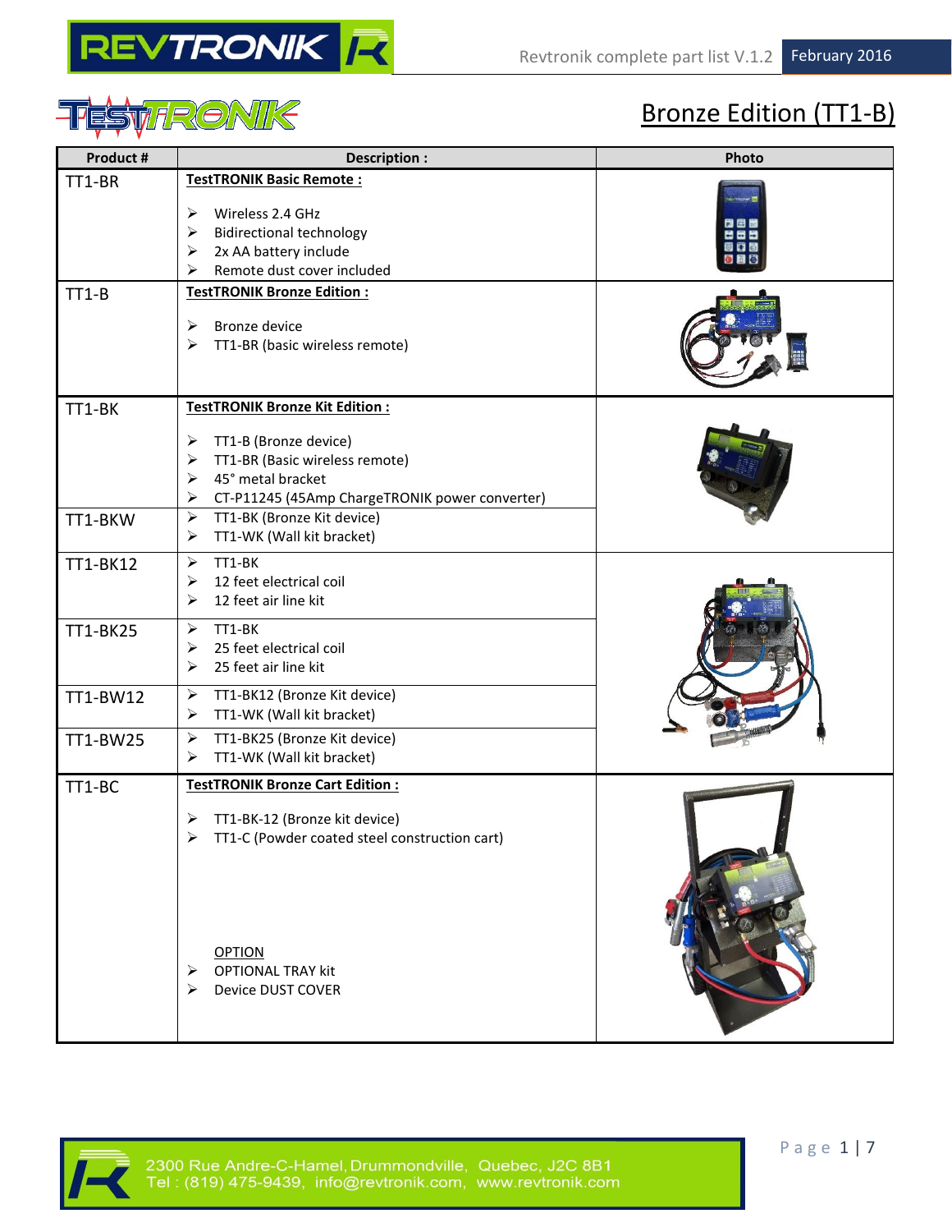# Bronze Edition (TT1-B)

| Product # | Description : | Photo |
|---|---|---|
| TT1-BR | **TestTRONIK Basic Remote :**<br><br>➢ Wireless 2.4 GHz<br>➢ Bidirectional technology<br>➢ 2x AA battery include<br>➢ Remote dust cover included | |
| TT1-B | **TestTRONIK Bronze Edition :**<br><br>➢ Bronze device<br>➢ TT1-BR (basic wireless remote) | |
| TT1-BK | **TestTRONIK Bronze Kit Edition :**<br><br>➢ TT1-B (Bronze device)<br>➢ TT1-BR (Basic wireless remote)<br>➢ 45° metal bracket<br>➢ CT-P11245 (45Amp ChargeTRONIK power converter) | |
| TT1-BKW | ➢ TT1-BK (Bronze Kit device)<br>➢ TT1-WK (Wall kit bracket) | |
| TT1-BK12 | ➢ TT1-BK<br>➢ 12 feet electrical coil<br>➢ 12 feet air line kit | |
| TT1-BK25 | ➢ TT1-BK<br>➢ 25 feet electrical coil<br>➢ 25 feet air line kit | |
| TT1-BW12 | ➢ TT1-BK12 (Bronze Kit device)<br>➢ TT1-WK (Wall kit bracket) | |
| TT1-BW25 | ➢ TT1-BK25 (Bronze Kit device)<br>➢ TT1-WK (Wall kit bracket) | |
| TT1-BC | **TestTRONIK Bronze Cart Edition :**<br><br>➢ TT1-BK-12 (Bronze kit device)<br>➢ TT1-C (Powder coated steel construction cart)<br><br>OPTION<br>➢ OPTIONAL TRAY kit<br>➢ Device DUST COVER | |

2300 Rue Andre-C-Hamel, Drummondville, Quebec, J2C 8B1
Tel : (819) 475-9439, info@revtronik.com, www.revtronik.com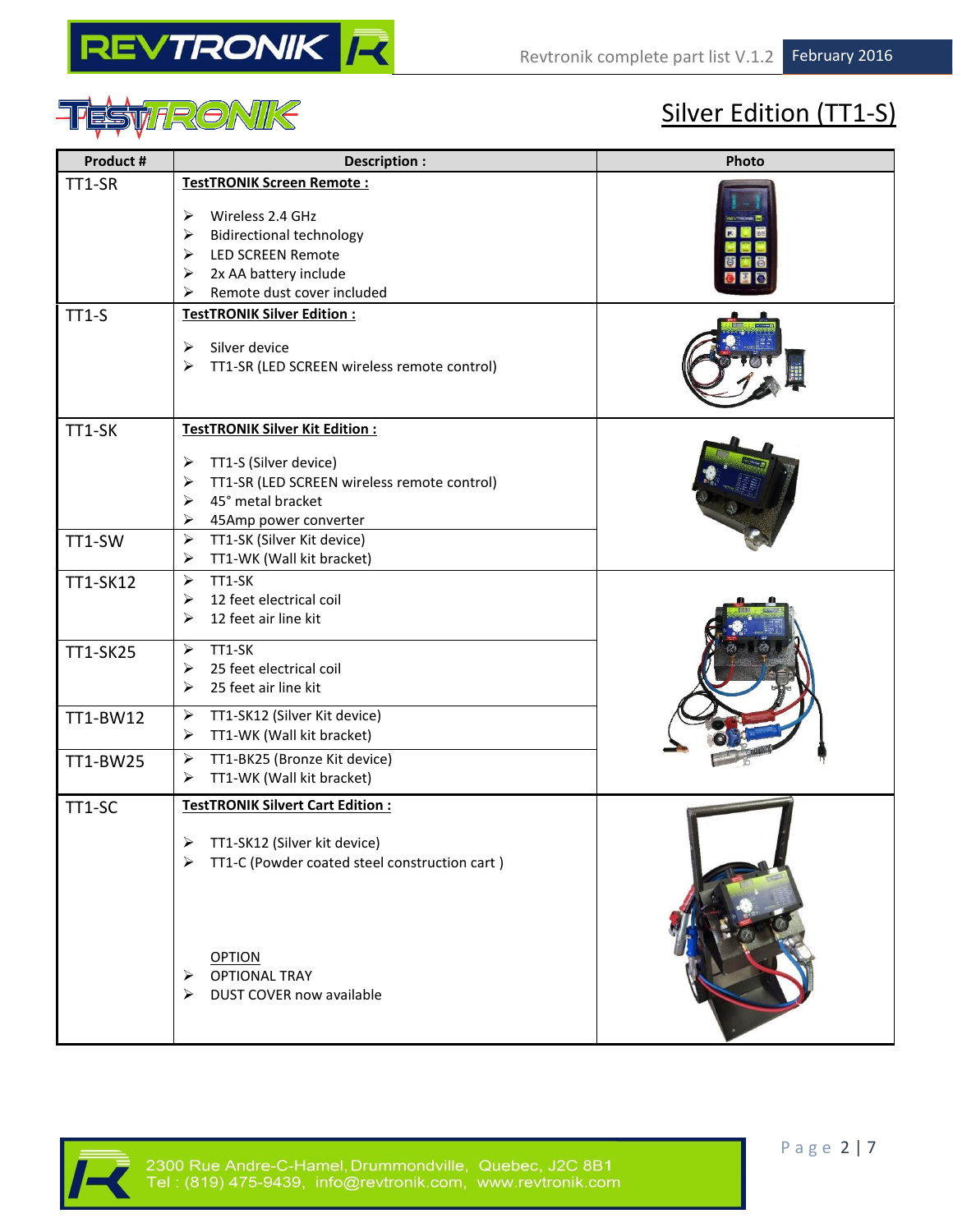# Silver Edition (TT1-S)

| Product # | Description : | Photo |
|---|---|---|
| TT1-SR | **TestTRONIK Screen Remote :**<br>➢ Wireless 2.4 GHz<br>➢ Bidirectional technology<br>➢ LED SCREEN Remote<br>➢ 2x AA battery include<br>➢ Remote dust cover included | |
| TT1-S | **TestTRONIK Silver Edition :**<br>➢ Silver device<br>➢ TT1-SR (LED SCREEN wireless remote control) | |
| TT1-SK | **TestTRONIK Silver Kit Edition :**<br>➢ TT1-S (Silver device)<br>➢ TT1-SR (LED SCREEN wireless remote control)<br>➢ 45° metal bracket<br>➢ 45Amp power converter | |
| TT1-SW | ➢ TT1-SK (Silver Kit device)<br>➢ TT1-WK (Wall kit bracket) | |
| TT1-SK12 | ➢ TT1-SK<br>➢ 12 feet electrical coil<br>➢ 12 feet air line kit | |
| TT1-SK25 | ➢ TT1-SK<br>➢ 25 feet electrical coil<br>➢ 25 feet air line kit | |
| TT1-BW12 | ➢ TT1-SK12 (Silver Kit device)<br>➢ TT1-WK (Wall kit bracket) | |
| TT1-BW25 | ➢ TT1-BK25 (Bronze Kit device)<br>➢ TT1-WK (Wall kit bracket) | |
| TT1-SC | **TestTRONIK Silvert Cart Edition :**<br>➢ TT1-SK12 (Silver kit device)<br>➢ TT1-C (Powder coated steel construction cart )<br><br>OPTION<br>➢ OPTIONAL TRAY<br>➢ DUST COVER now available | |

2300 Rue Andre-C-Hamel, Drummondville, Quebec, J2C 8B1
Tel : (819) 475-9439, info@revtronik.com, www.revtronik.com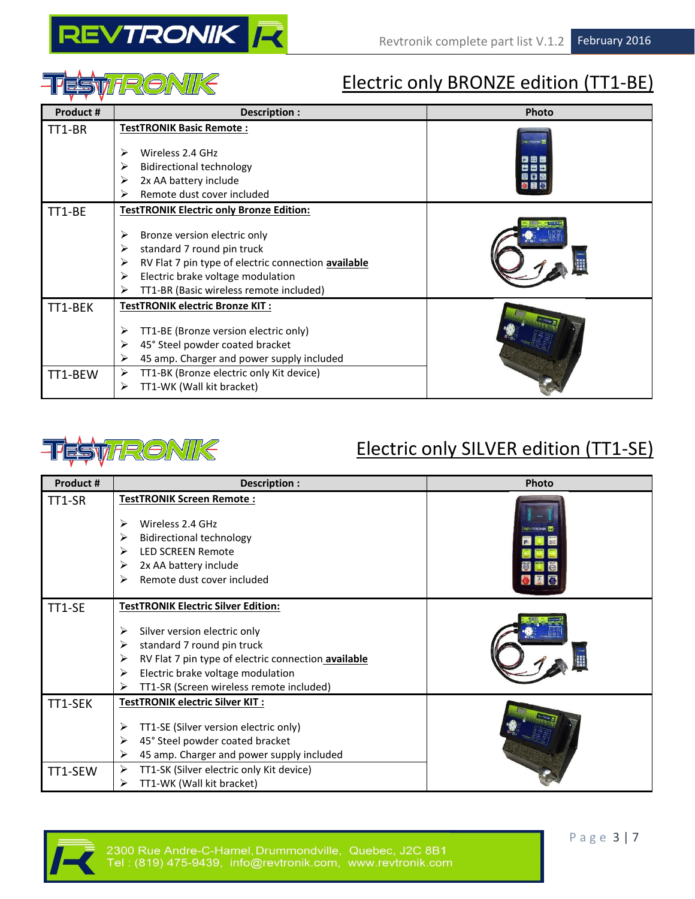## Electric only BRONZE edition (TT1-BE)

| Product # | Description : | Photo |
|---|---|---|
| TT1-BR | **TestTRONIK Basic Remote :**<br><br>➢ Wireless 2.4 GHz<br>➢ Bidirectional technology<br>➢ 2x AA battery include<br>➢ Remote dust cover included | |
| TT1-BE | **TestTRONIK Electric only Bronze Edition:**<br><br>➢ Bronze version electric only<br>➢ standard 7 round pin truck<br>➢ RV Flat 7 pin type of electric connection **available**<br>➢ Electric brake voltage modulation<br>➢ TT1-BR (Basic wireless remote included) | |
| TT1-BEK | **TestTRONIK electric Bronze KIT :**<br><br>➢ TT1-BE (Bronze version electric only)<br>➢ 45° Steel powder coated bracket<br>➢ 45 amp. Charger and power supply included | |
| TT1-BEW | ➢ TT1-BK (Bronze electric only Kit device)<br>➢ TT1-WK (Wall kit bracket) | |

## Electric only SILVER edition (TT1-SE)

| Product # | Description : | Photo |
|---|---|---|
| TT1-SR | **TestTRONIK Screen Remote :**<br><br>➢ Wireless 2.4 GHz<br>➢ Bidirectional technology<br>➢ LED SCREEN Remote<br>➢ 2x AA battery include<br>➢ Remote dust cover included | |
| TT1-SE | **TestTRONIK Electric Silver Edition:**<br><br>➢ Silver version electric only<br>➢ standard 7 round pin truck<br>➢ RV Flat 7 pin type of electric connection **available**<br>➢ Electric brake voltage modulation<br>➢ TT1-SR (Screen wireless remote included) | |
| TT1-SEK | **TestTRONIK electric Silver KIT :**<br><br>➢ TT1-SE (Silver version electric only)<br>➢ 45° Steel powder coated bracket<br>➢ 45 amp. Charger and power supply included | |
| TT1-SEW | ➢ TT1-SK (Silver electric only Kit device)<br>➢ TT1-WK (Wall kit bracket) | |

2300 Rue Andre-C-Hamel, Drummondville, Quebec, J2C 8B1
Tel : (819) 475-9439, info@revtronik.com, www.revtronik.com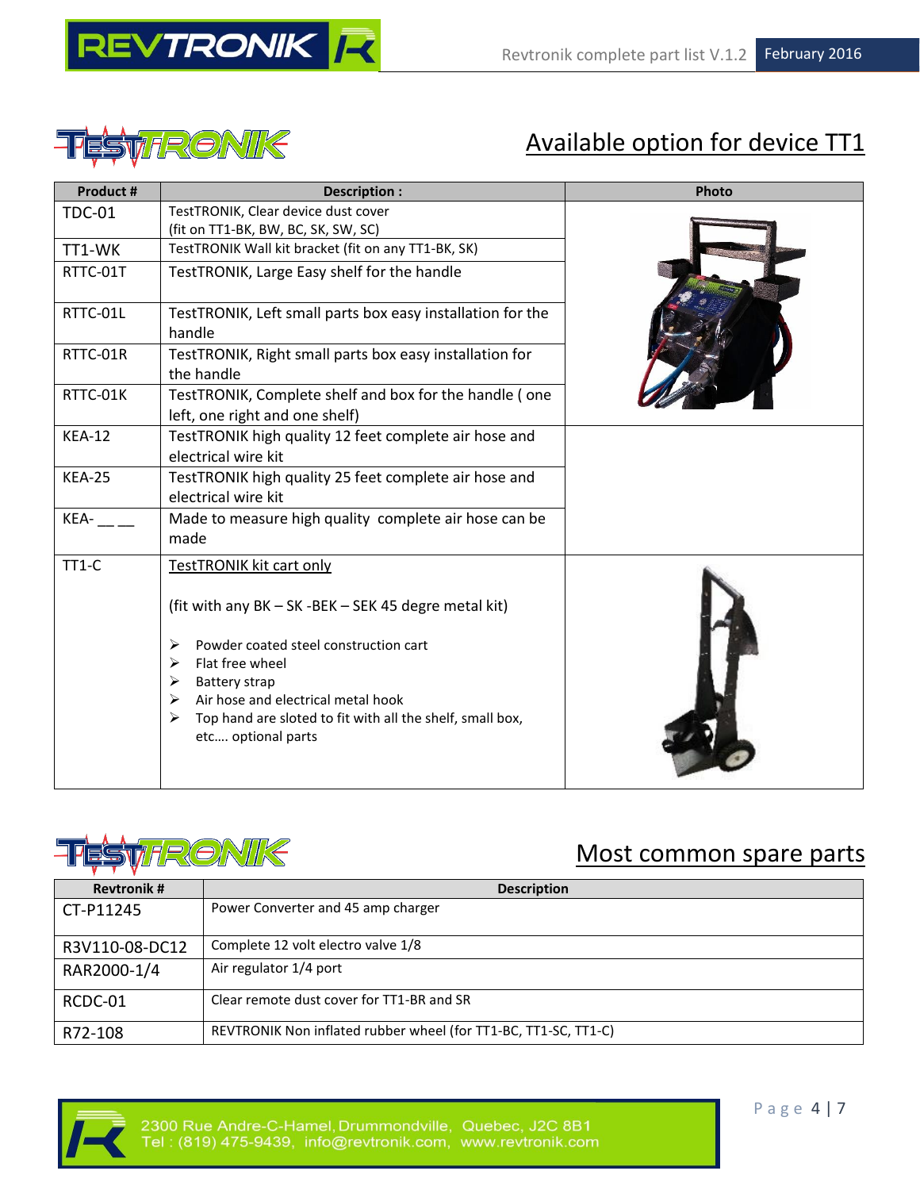## Available option for device TT1

| Product # | Description : | Photo |
|---|---|---|
| TDC-01 | TestTRONIK, Clear device dust cover (fit on TT1-BK, BW, BC, SK, SW, SC) | |
| TT1-WK | TestTRONIK Wall kit bracket (fit on any TT1-BK, SK) | |
| RTTC-01T | TestTRONIK, Large Easy shelf for the handle | |
| RTTC-01L | TestTRONIK, Left small parts box easy installation for the handle | |
| RTTC-01R | TestTRONIK, Right small parts box easy installation for the handle | |
| RTTC-01K | TestTRONIK, Complete shelf and box for the handle ( one left, one right and one shelf) | |
| KEA-12 | TestTRONIK high quality 12 feet complete air hose and electrical wire kit | |
| KEA-25 | TestTRONIK high quality 25 feet complete air hose and electrical wire kit | |
| KEA- __ __ | Made to measure high quality complete air hose can be made | |
| TT1-C | TestTRONIK kit cart only<br><br>(fit with any BK – SK -BEK – SEK 45 degre metal kit)<br><br>➢ Powder coated steel construction cart<br>➢ Flat free wheel<br>➢ Battery strap<br>➢ Air hose and electrical metal hook<br>➢ Top hand are sloted to fit with all the shelf, small box, etc…. optional parts | |

## Most common spare parts

| Revtronik # | Description |
|---|---|
| CT-P11245 | Power Converter and 45 amp charger |
| R3V110-08-DC12 | Complete 12 volt electro valve 1/8 |
| RAR2000-1/4 | Air regulator 1/4 port |
| RCDC-01 | Clear remote dust cover for TT1-BR and SR |
| R72-108 | REVTRONIK Non inflated rubber wheel (for TT1-BC, TT1-SC, TT1-C) |

2300 Rue Andre-C-Hamel, Drummondville, Quebec, J2C 8B1
Tel : (819) 475-9439, info@revtronik.com, www.revtronik.com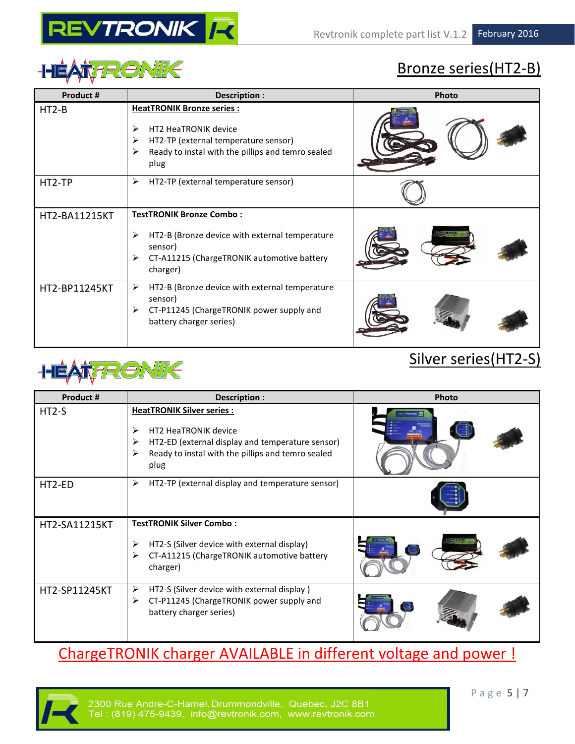## Bronze series(HT2-B)

| Product # | Description : | Photo |
|---|---|---|
| HT2-B | **HeatTRONIK Bronze series :**<br>➢ HT2 HeaTRONIK device<br>➢ HT2-TP (external temperature sensor)<br>➢ Ready to instal with the pillips and temro sealed plug | |
| HT2-TP | ➢ HT2-TP (external temperature sensor) | |
| HT2-BA11215KT | **TestTRONIK Bronze Combo :**<br>➢ HT2-B (Bronze device with external temperature sensor)<br>➢ CT-A11215 (ChargeTRONIK automotive battery charger) | |
| HT2-BP11245KT | ➢ HT2-B (Bronze device with external temperature sensor)<br>➢ CT-P11245 (ChargeTRONIK power supply and battery charger series) | |

## Silver series(HT2-S)

| Product # | Description : | Photo |
|---|---|---|
| HT2-S | **HeatTRONIK Silver series :**<br>➢ HT2 HeaTRONIK device<br>➢ HT2-ED (external display and temperature sensor)<br>➢ Ready to instal with the pillips and temro sealed plug | |
| HT2-ED | ➢ HT2-TP (external display and temperature sensor) | |
| HT2-SA11215KT | **TestTRONIK Silver Combo :**<br>➢ HT2-S (Silver device with external display)<br>➢ CT-A11215 (ChargeTRONIK automotive battery charger) | |
| HT2-SP11245KT | ➢ HT2-S (Silver device with external display )<br>➢ CT-P11245 (ChargeTRONIK power supply and battery charger series) | |

ChargeTRONIK charger AVAILABLE in different voltage and power !

2300 Rue Andre-C-Hamel, Drummondville, Quebec, J2C 8B1
Tel : (819) 475-9439, info@revtronik.com, www.revtronik.com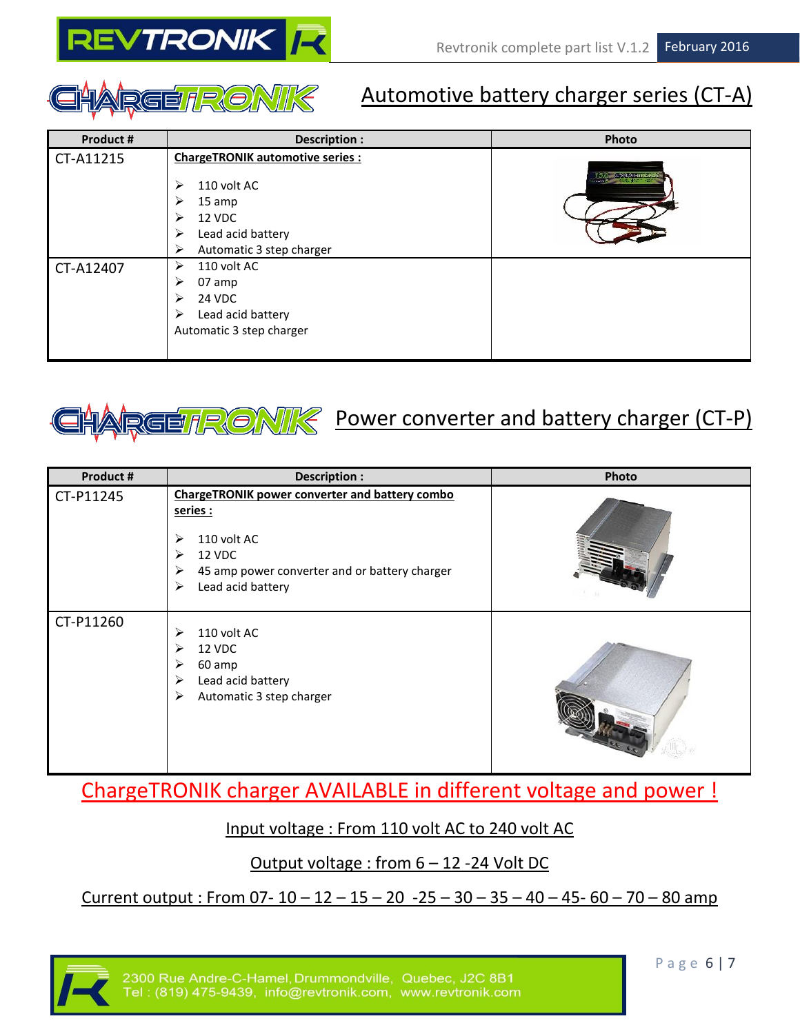## Automotive battery charger series (CT-A)

| Product # | Description : | Photo |
|---|---|---|
| CT-A11215 | **ChargeTRONIK automotive series :**<br>➢ 110 volt AC<br>➢ 15 amp<br>➢ 12 VDC<br>➢ Lead acid battery<br>➢ Automatic 3 step charger | |
| CT-A12407 | ➢ 110 volt AC<br>➢ 07 amp<br>➢ 24 VDC<br>➢ Lead acid battery<br>Automatic 3 step charger | |

## Power converter and battery charger (CT-P)

| Product # | Description : | Photo |
|---|---|---|
| CT-P11245 | **ChargeTRONIK power converter and battery combo series :**<br>➢ 110 volt AC<br>➢ 12 VDC<br>➢ 45 amp power converter and or battery charger<br>➢ Lead acid battery | |
| CT-P11260 | ➢ 110 volt AC<br>➢ 12 VDC<br>➢ 60 amp<br>➢ Lead acid battery<br>➢ Automatic 3 step charger | |

ChargeTRONIK charger AVAILABLE in different voltage and power !

Input voltage : From 110 volt AC to 240 volt AC

Output voltage : from 6 – 12 -24 Volt DC

Current output : From 07- 10 – 12 – 15 – 20 -25 – 30 – 35 – 40 – 45- 60 – 70 – 80 amp

2300 Rue Andre-C-Hamel, Drummondville, Quebec, J2C 8B1
Tel : (819) 475-9439, info@revtronik.com, www.revtronik.com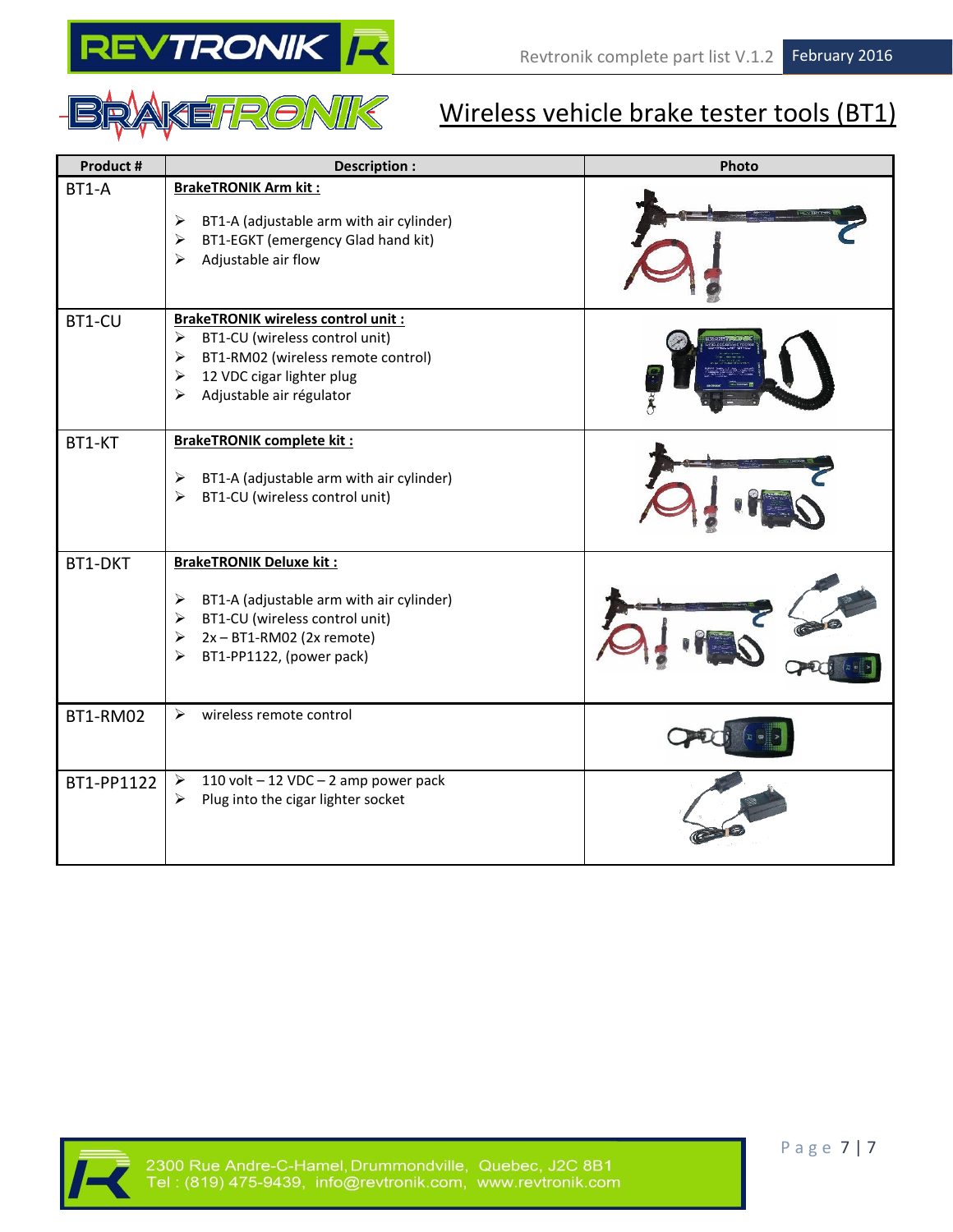# Wireless vehicle brake tester tools (BT1)

| Product # | Description : | Photo |
|---|---|---|
| BT1-A | **BrakeTRONIK Arm kit :**<br>➢ BT1-A (adjustable arm with air cylinder)<br>➢ BT1-EGKT (emergency Glad hand kit)<br>➢ Adjustable air flow | |
| BT1-CU | **BrakeTRONIK wireless control unit :**<br>➢ BT1-CU (wireless control unit)<br>➢ BT1-RM02 (wireless remote control)<br>➢ 12 VDC cigar lighter plug<br>➢ Adjustable air régulator | |
| BT1-KT | **BrakeTRONIK complete kit :**<br>➢ BT1-A (adjustable arm with air cylinder)<br>➢ BT1-CU (wireless control unit) | |
| BT1-DKT | **BrakeTRONIK Deluxe kit :**<br>➢ BT1-A (adjustable arm with air cylinder)<br>➢ BT1-CU (wireless control unit)<br>➢ 2x – BT1-RM02 (2x remote)<br>➢ BT1-PP1122, (power pack) | |
| BT1-RM02 | ➢ wireless remote control | |
| BT1-PP1122 | ➢ 110 volt – 12 VDC – 2 amp power pack<br>➢ Plug into the cigar lighter socket | |

2300 Rue Andre-C-Hamel, Drummondville, Quebec, J2C 8B1
Tel : (819) 475-9439, info@revtronik.com, www.revtronik.com